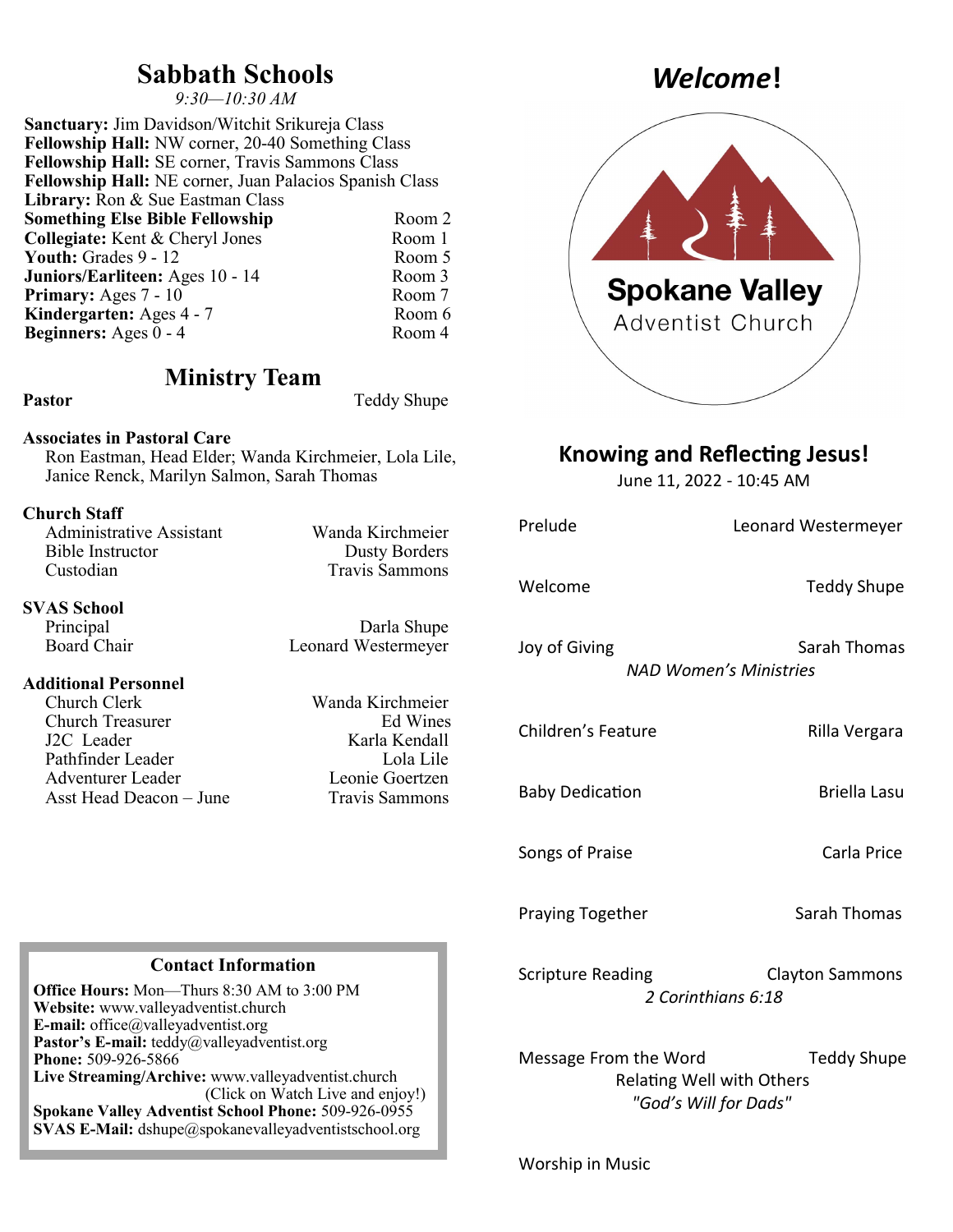# Sabbath Schools

*9:30—10:30 AM*

**Sanctuary:** Jim Davidson/Witchit Srikureja Class
**Fellowship Hall:** NW corner, 20-40 Something Class
**Fellowship Hall:** SE corner, Travis Sammons Class
**Fellowship Hall:** NE corner, Juan Palacios Spanish Class
**Library:** Ron & Sue Eastman Class

| | |
|---|---|
| **Something Else Bible Fellowship** | Room 2 |
| **Collegiate:** Kent & Cheryl Jones | Room 1 |
| **Youth:** Grades 9 - 12 | Room 5 |
| **Juniors/Earliteen:** Ages 10 - 14 | Room 3 |
| **Primary:** Ages 7 - 10 | Room 7 |
| **Kindergarten:** Ages 4 - 7 | Room 6 |
| **Beginners:** Ages 0 - 4 | Room 4 |

## Ministry Team

**Pastor** — Teddy Shupe

**Associates in Pastoral Care**
Ron Eastman, Head Elder; Wanda Kirchmeier, Lola Lile, Janice Renck, Marilyn Salmon, Sarah Thomas

**Church Staff**

| | |
|---|---|
| Administrative Assistant | Wanda Kirchmeier |
| Bible Instructor | Dusty Borders |
| Custodian | Travis Sammons |

**SVAS School**

| | |
|---|---|
| Principal | Darla Shupe |
| Board Chair | Leonard Westermeyer |

**Additional Personnel**

| | |
|---|---|
| Church Clerk | Wanda Kirchmeier |
| Church Treasurer | Ed Wines |
| J2C Leader | Karla Kendall |
| Pathfinder Leader | Lola Lile |
| Adventurer Leader | Leonie Goertzen |
| Asst Head Deacon – June | Travis Sammons |

### Contact Information

**Office Hours:** Mon—Thurs 8:30 AM to 3:00 PM
**Website:** www.valleyadventist.church
**E-mail:** office@valleyadventist.org
**Pastor's E-mail:** teddy@valleyadventist.org
**Phone:** 509-926-5866
**Live Streaming/Archive:** www.valleyadventist.church (Click on Watch Live and enjoy!)
**Spokane Valley Adventist School Phone:** 509-926-0955
**SVAS E-Mail:** dshupe@spokanevalleyadventistschool.org

# *Welcome*!

Spokane Valley Adventist Church

## Knowing and Reflecting Jesus!

June 11, 2022 - 10:45 AM

| | |
|---|---|
| Prelude | Leonard Westermeyer |
| Welcome | Teddy Shupe |
| Joy of Giving *NAD Women's Ministries* | Sarah Thomas |
| Children's Feature | Rilla Vergara |
| Baby Dedication | Briella Lasu |
| Songs of Praise | Carla Price |
| Praying Together | Sarah Thomas |
| Scripture Reading *2 Corinthians 6:18* | Clayton Sammons |
| Message From the Word — Relating Well with Others *"God's Will for Dads"* | Teddy Shupe |
| Worship in Music | |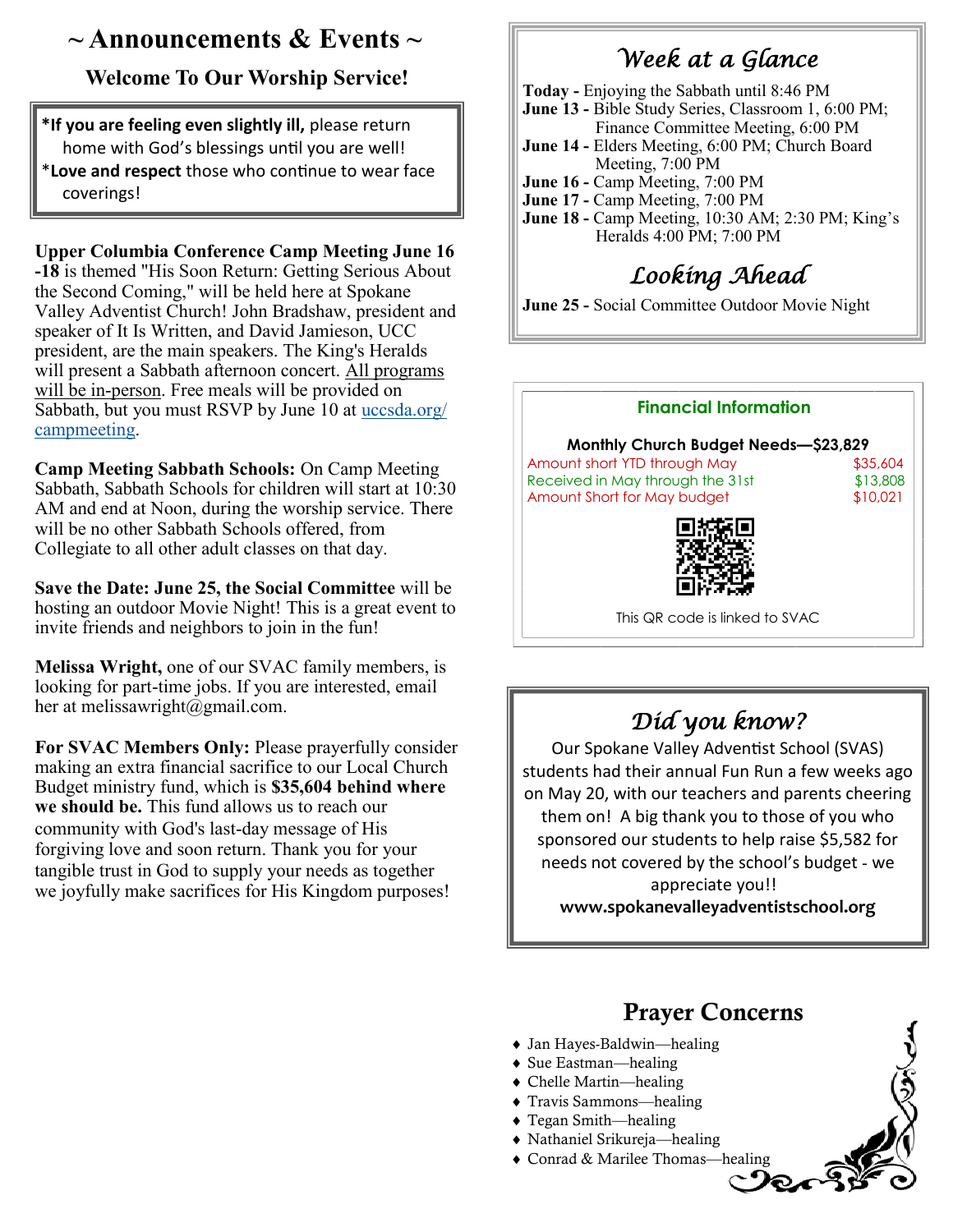# ~ Announcements & Events ~

## Welcome To Our Worship Service!

***If you are feeling even slightly ill,** please return home with God's blessings until you are well!
*__Love and respect__ those who continue to wear face coverings!

**Upper Columbia Conference Camp Meeting June 16 -18** is themed "His Soon Return: Getting Serious About the Second Coming," will be held here at Spokane Valley Adventist Church! John Bradshaw, president and speaker of It Is Written, and David Jamieson, UCC president, are the main speakers. The King's Heralds will present a Sabbath afternoon concert. All programs will be in-person. Free meals will be provided on Sabbath, but you must RSVP by June 10 at uccsda.org/campmeeting.

**Camp Meeting Sabbath Schools:** On Camp Meeting Sabbath, Sabbath Schools for children will start at 10:30 AM and end at Noon, during the worship service. There will be no other Sabbath Schools offered, from Collegiate to all other adult classes on that day.

**Save the Date: June 25, the Social Committee** will be hosting an outdoor Movie Night! This is a great event to invite friends and neighbors to join in the fun!

**Melissa Wright,** one of our SVAC family members, is looking for part-time jobs. If you are interested, email her at melissawright@gmail.com.

**For SVAC Members Only:** Please prayerfully consider making an extra financial sacrifice to our Local Church Budget ministry fund, which is **$35,604 behind where we should be.** This fund allows us to reach our community with God's last-day message of His forgiving love and soon return. Thank you for your tangible trust in God to supply your needs as together we joyfully make sacrifices for His Kingdom purposes!

## *Week at a Glance*

**Today -** Enjoying the Sabbath until 8:46 PM
**June 13 -** Bible Study Series, Classroom 1, 6:00 PM; Finance Committee Meeting, 6:00 PM
**June 14 -** Elders Meeting, 6:00 PM; Church Board Meeting, 7:00 PM
**June 16 -** Camp Meeting, 7:00 PM
**June 17 -** Camp Meeting, 7:00 PM
**June 18 -** Camp Meeting, 10:30 AM; 2:30 PM; King's Heralds 4:00 PM; 7:00 PM

## *Looking Ahead*

**June 25 -** Social Committee Outdoor Movie Night

### Financial Information

**Monthly Church Budget Needs—$23,829**

| | |
|---|---|
| Amount short YTD through May | $35,604 |
| Received in May through the 31st | $13,808 |
| Amount Short for May budget | $10,021 |

This QR code is linked to SVAC

## *Did you know?*

Our Spokane Valley Adventist School (SVAS) students had their annual Fun Run a few weeks ago on May 20, with our teachers and parents cheering them on! A big thank you to those of you who sponsored our students to help raise $5,582 for needs not covered by the school's budget - we appreciate you!!

**www.spokanevalleyadventistschool.org**

## Prayer Concerns

- Jan Hayes-Baldwin—healing
- Sue Eastman—healing
- Chelle Martin—healing
- Travis Sammons—healing
- Tegan Smith—healing
- Nathaniel Srikureja—healing
- Conrad & Marilee Thomas—healing